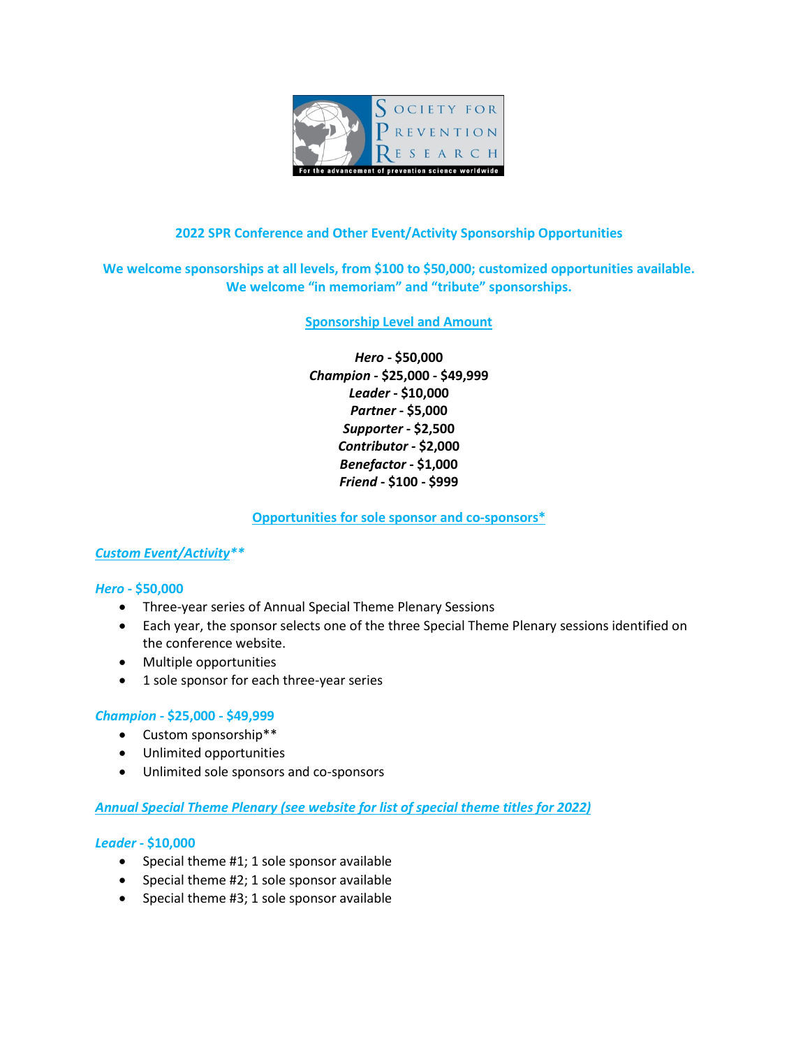Society for Prevention Research

For the advancement of prevention science worldwide

## 2022 SPR Conference and Other Event/Activity Sponsorship Opportunities

**We welcome sponsorships at all levels, from $100 to $50,000; customized opportunities available.**
**We welcome "in memoriam" and "tribute" sponsorships.**

### Sponsorship Level and Amount

***Hero*** **- $50,000**
***Champion*** **- $25,000 - $49,999**
***Leader*** **- $10,000**
***Partner*** **- $5,000**
***Supporter*** **- $2,500**
***Contributor*** **- $2,000**
***Benefactor*** **- $1,000**
***Friend*** **- $100 - $999**

### Opportunities for sole sponsor and co-sponsors*

#### *Custom Event/Activity***

***Hero - $50,000***

- Three-year series of Annual Special Theme Plenary Sessions
- Each year, the sponsor selects one of the three Special Theme Plenary sessions identified on the conference website.
- Multiple opportunities
- 1 sole sponsor for each three-year series

***Champion - $25,000 - $49,999***

- Custom sponsorship**
- Unlimited opportunities
- Unlimited sole sponsors and co-sponsors

#### *Annual Special Theme Plenary (see website for list of special theme titles for 2022)*

***Leader - $10,000***

- Special theme #1; 1 sole sponsor available
- Special theme #2; 1 sole sponsor available
- Special theme #3; 1 sole sponsor available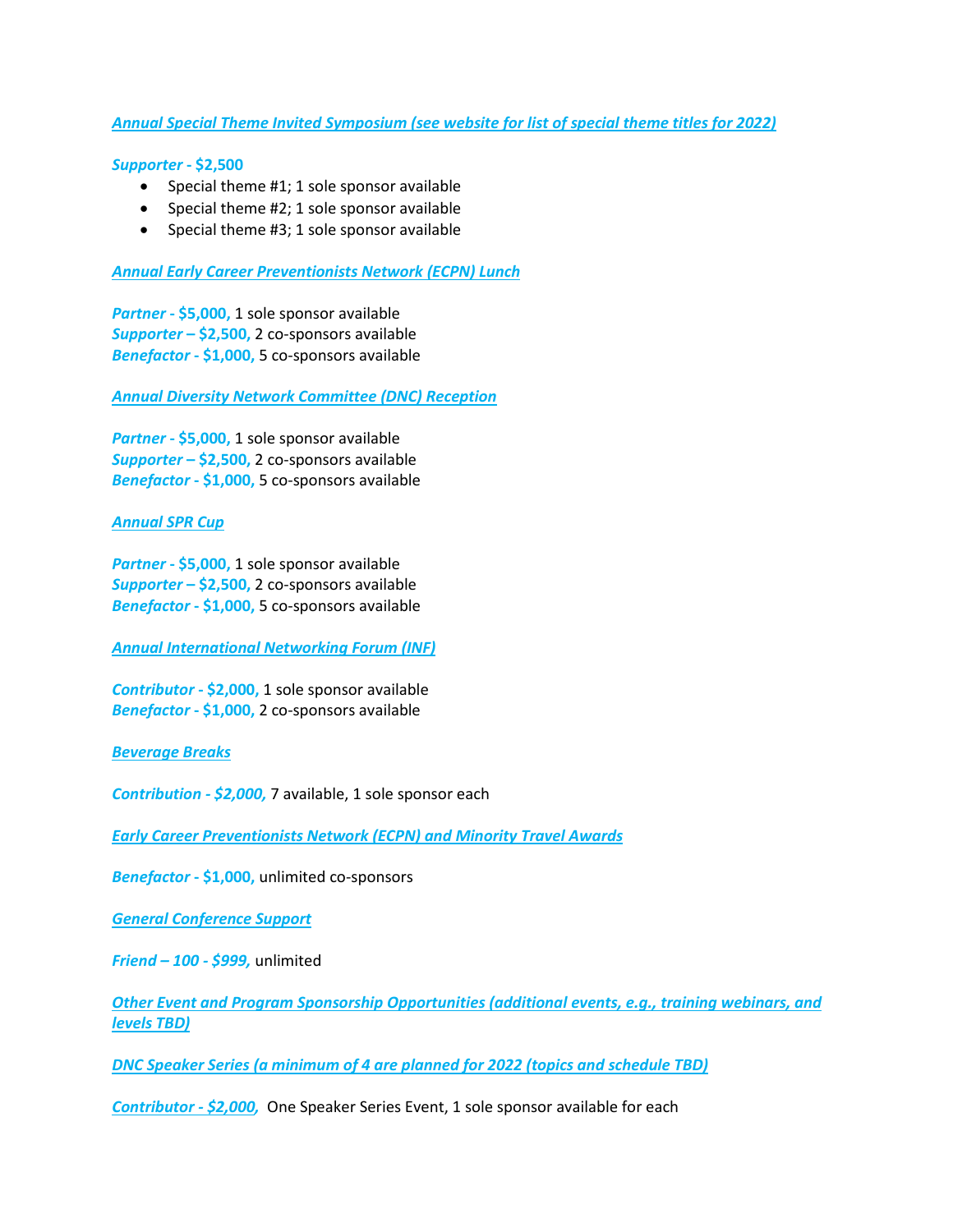***Annual Special Theme Invited Symposium (see website for list of special theme titles for 2022)***

***Supporter - $2,500***

- Special theme #1; 1 sole sponsor available
- Special theme #2; 1 sole sponsor available
- Special theme #3; 1 sole sponsor available

***Annual Early Career Preventionists Network (ECPN) Lunch***

***Partner - $5,000,*** 1 sole sponsor available
***Supporter – $2,500,*** 2 co-sponsors available
***Benefactor - $1,000,*** 5 co-sponsors available

***Annual Diversity Network Committee (DNC) Reception***

***Partner - $5,000,*** 1 sole sponsor available
***Supporter – $2,500,*** 2 co-sponsors available
***Benefactor - $1,000,*** 5 co-sponsors available

***Annual SPR Cup***

***Partner - $5,000,*** 1 sole sponsor available
***Supporter – $2,500,*** 2 co-sponsors available
***Benefactor - $1,000,*** 5 co-sponsors available

***Annual International Networking Forum (INF)***

***Contributor - $2,000,*** 1 sole sponsor available
***Benefactor - $1,000,*** 2 co-sponsors available

***Beverage Breaks***

***Contribution - $2,000,*** 7 available, 1 sole sponsor each

***Early Career Preventionists Network (ECPN) and Minority Travel Awards***

***Benefactor - $1,000,*** unlimited co-sponsors

***General Conference Support***

***Friend – 100 - $999,*** unlimited

***Other Event and Program Sponsorship Opportunities (additional events, e.g., training webinars, and levels TBD)***

***DNC Speaker Series (a minimum of 4 are planned for 2022 (topics and schedule TBD)***

***Contributor - $2,000,*** One Speaker Series Event, 1 sole sponsor available for each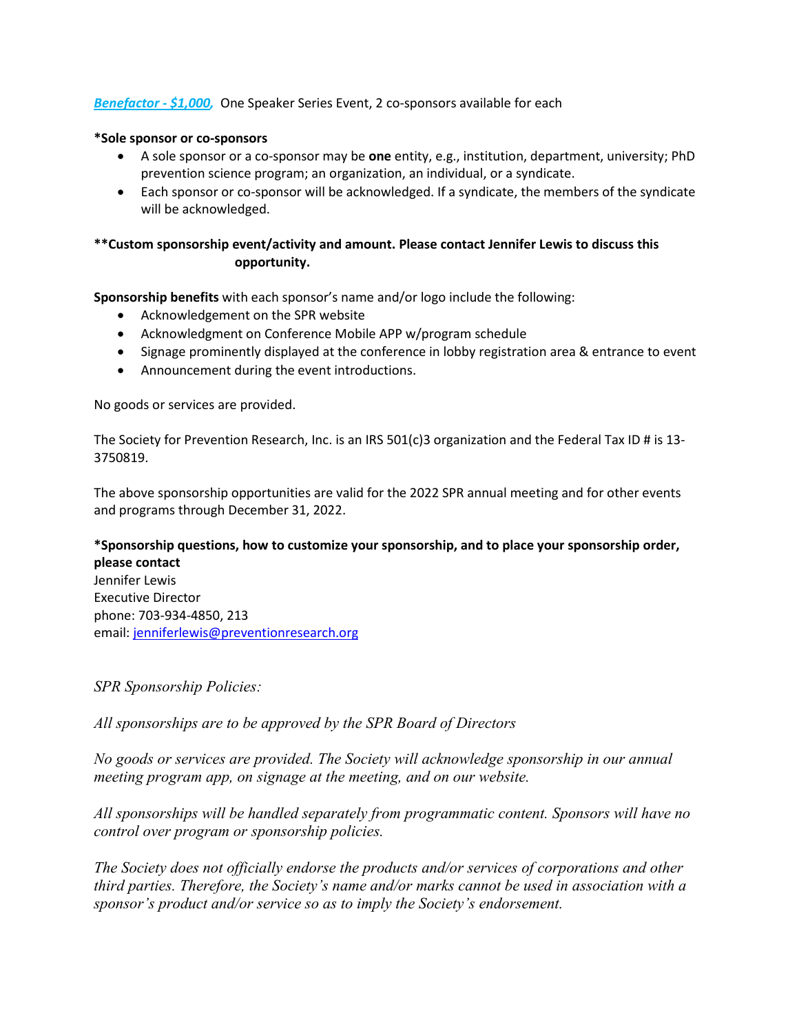***Benefactor - $1,000,*** One Speaker Series Event, 2 co-sponsors available for each

**\*Sole sponsor or co-sponsors**

- A sole sponsor or a co-sponsor may be **one** entity, e.g., institution, department, university; PhD prevention science program; an organization, an individual, or a syndicate.
- Each sponsor or co-sponsor will be acknowledged. If a syndicate, the members of the syndicate will be acknowledged.

**\*\*Custom sponsorship event/activity and amount. Please contact Jennifer Lewis to discuss this opportunity.**

**Sponsorship benefits** with each sponsor's name and/or logo include the following:

- Acknowledgement on the SPR website
- Acknowledgment on Conference Mobile APP w/program schedule
- Signage prominently displayed at the conference in lobby registration area & entrance to event
- Announcement during the event introductions.

No goods or services are provided.

The Society for Prevention Research, Inc. is an IRS 501(c)3 organization and the Federal Tax ID # is 13-3750819.

The above sponsorship opportunities are valid for the 2022 SPR annual meeting and for other events and programs through December 31, 2022.

**\*Sponsorship questions, how to customize your sponsorship, and to place your sponsorship order, please contact**

Jennifer Lewis
Executive Director
phone: 703-934-4850, 213
email: jenniferlewis@preventionresearch.org

*SPR Sponsorship Policies:*

*All sponsorships are to be approved by the SPR Board of Directors*

*No goods or services are provided. The Society will acknowledge sponsorship in our annual meeting program app, on signage at the meeting, and on our website.*

*All sponsorships will be handled separately from programmatic content. Sponsors will have no control over program or sponsorship policies.*

*The Society does not officially endorse the products and/or services of corporations and other third parties. Therefore, the Society's name and/or marks cannot be used in association with a sponsor's product and/or service so as to imply the Society's endorsement.*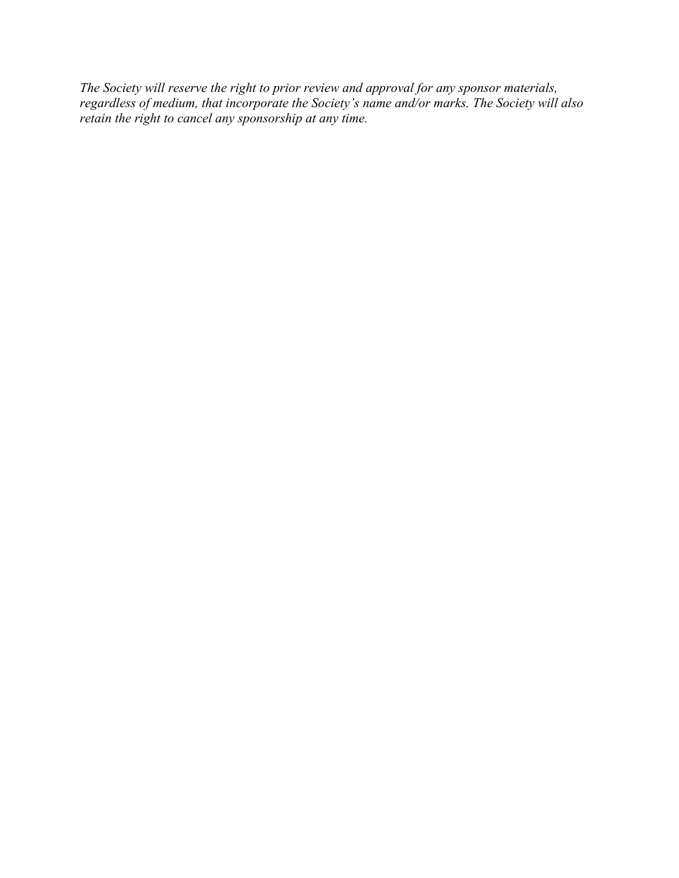*The Society will reserve the right to prior review and approval for any sponsor materials, regardless of medium, that incorporate the Society's name and/or marks. The Society will also retain the right to cancel any sponsorship at any time.*